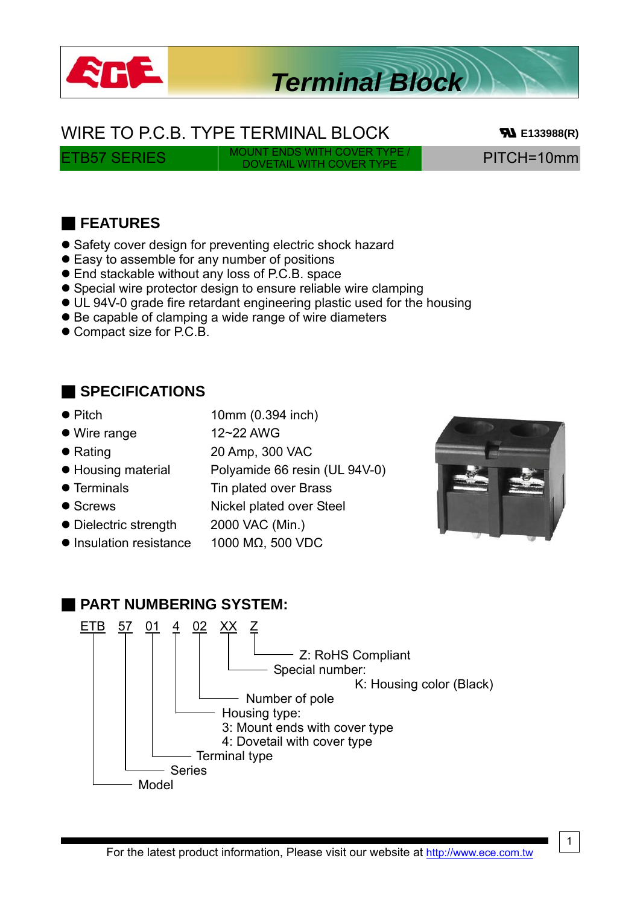# Terminal Block

## WIRE TO P.C.B. TYPE TERMINAL BLOCK

E133988(R)

| ETB57 SERIES | MOUNT ENDS WITH COVER TYPE / DOVETAIL WITH COVER TYPE | PITCH=10mm |
|---|---|---|

## FEATURES

- Safety cover design for preventing electric shock hazard
- Easy to assemble for any number of positions
- End stackable without any loss of P.C.B. space
- Special wire protector design to ensure reliable wire clamping
- UL 94V-0 grade fire retardant engineering plastic used for the housing
- Be capable of clamping a wide range of wire diameters
- Compact size for P.C.B.

## SPECIFICATIONS

| | |
|---|---|
| Pitch | 10mm (0.394 inch) |
| Wire range | 12~22 AWG |
| Rating | 20 Amp, 300 VAC |
| Housing material | Polyamide 66 resin (UL 94V-0) |
| Terminals | Tin plated over Brass |
| Screws | Nickel plated over Steel |
| Dielectric strength | 2000 VAC (Min.) |
| Insulation resistance | 1000 MΩ, 500 VDC |

## PART NUMBERING SYSTEM:

ETB 57 01 4 02 XX Z

- Z: RoHS Compliant
- XX: Special number: K: Housing color (Black)
- 02: Number of pole
- 4: Housing type:
  - 3: Mount ends with cover type
  - 4: Dovetail with cover type
- 01: Terminal type
- 57: Series
- ETB: Model

For the latest product information, Please visit our website at http://www.ece.com.tw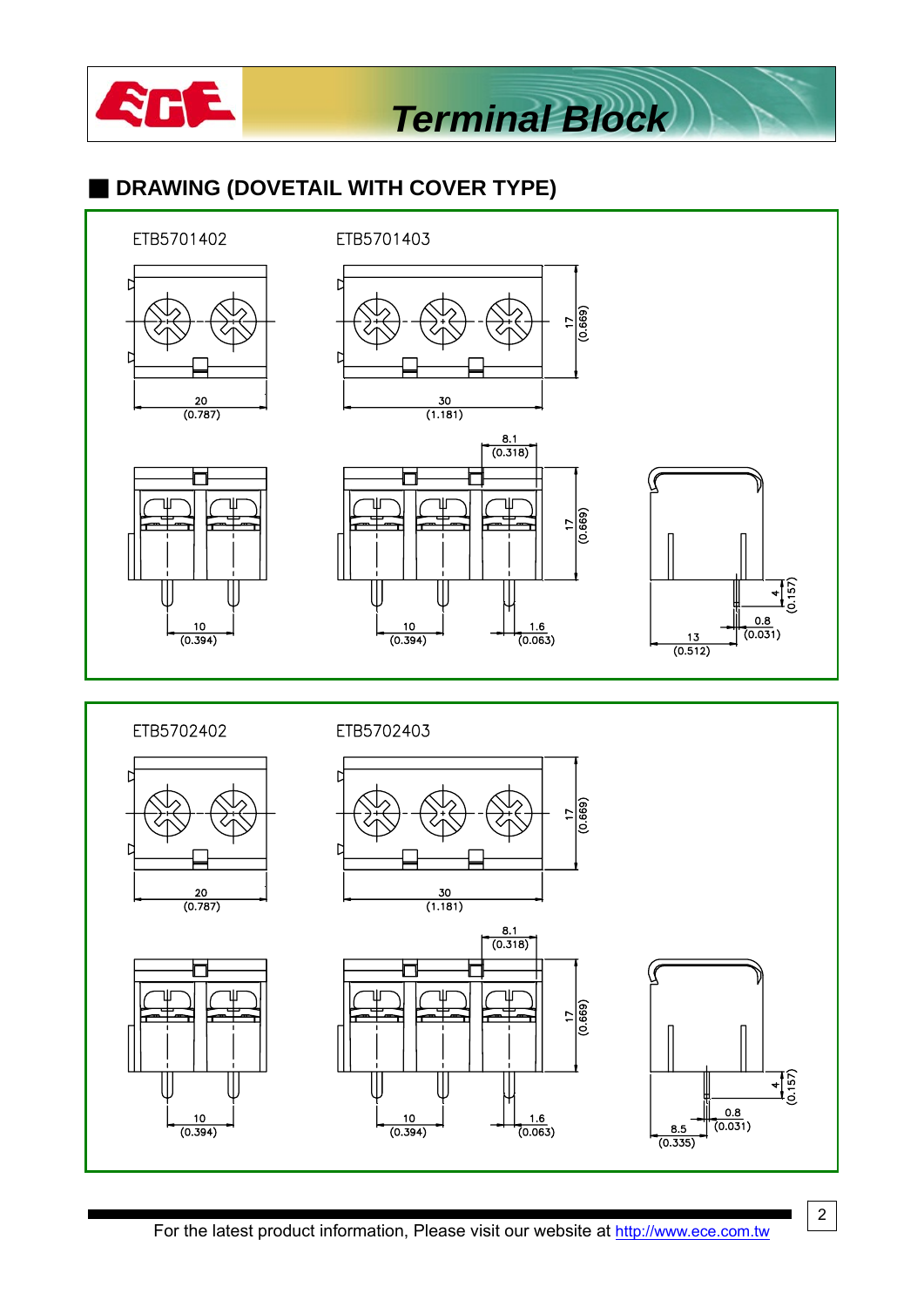## DRAWING (DOVETAIL WITH COVER TYPE)

ETB5701402

ETB5701403

20 (0.787)

30 (1.181)

17 (0.669)

8.1 (0.318)

17 (0.669)

10 (0.394)

10 (0.394)

1.6 (0.063)

4 (0.157)

0.8 (0.031)

13 (0.512)

ETB5702402

ETB5702403

20 (0.787)

30 (1.181)

17 (0.669)

8.1 (0.318)

17 (0.669)

10 (0.394)

10 (0.394)

1.6 (0.063)

4 (0.157)

0.8 (0.031)

8.5 (0.335)

For the latest product information, Please visit our website at http://www.ece.com.tw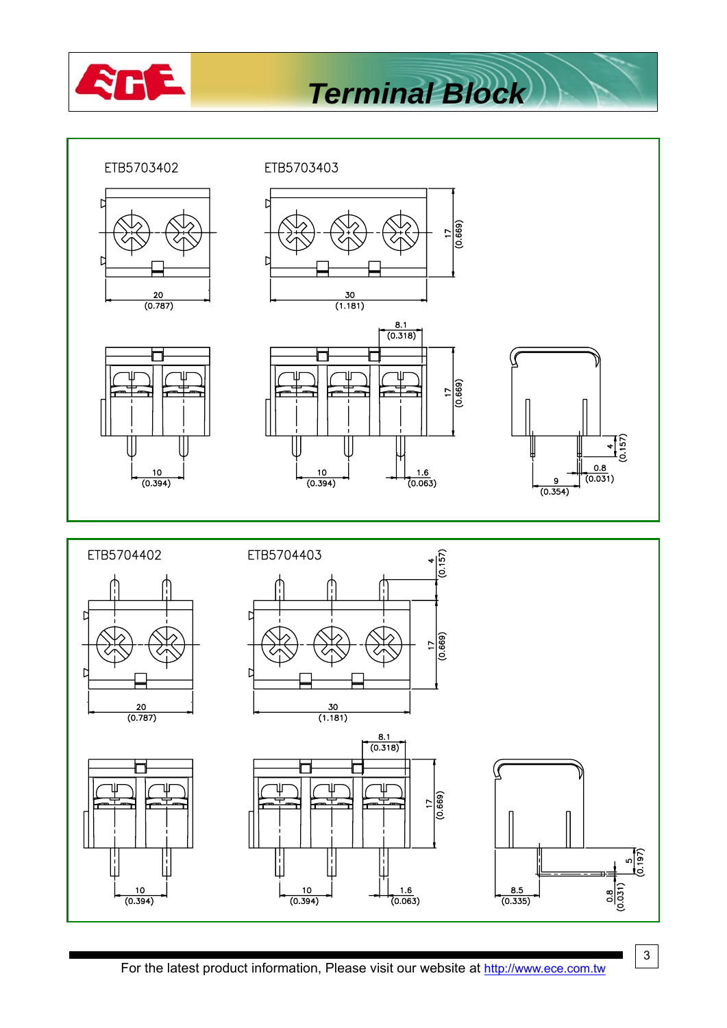# Terminal Block

ETB5703402

20
(0.787)

10
(0.394)

ETB5703403

17
(0.669)

30
(1.181)

8.1
(0.318)

17
(0.669)

10
(0.394)

1.6
(0.063)

4
(0.157)

0.8
(0.031)

9
(0.354)

ETB5704402

20
(0.787)

10
(0.394)

ETB5704403

4
(0.157)

17
(0.669)

30
(1.181)

8.1
(0.318)

17
(0.669)

10
(0.394)

1.6
(0.063)

5
(0.197)

8.5
(0.335)

0.8
(0.031)

For the latest product information, Please visit our website at http://www.ece.com.tw